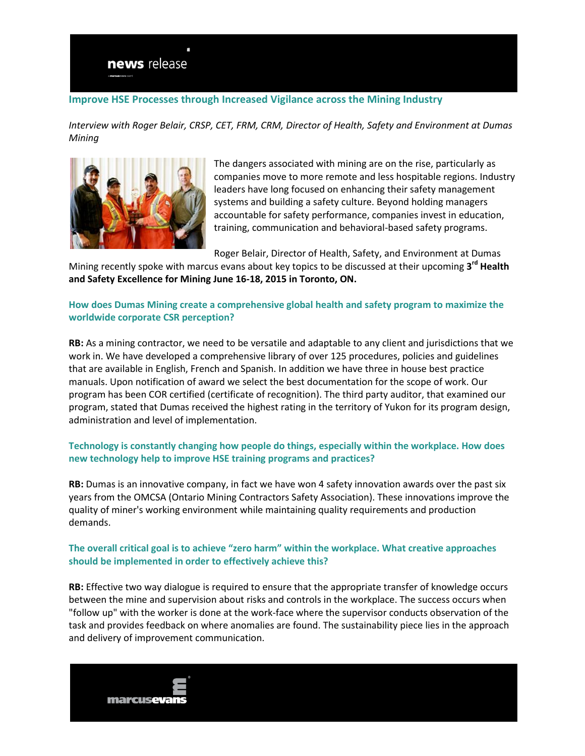**news** release

## Improve HSE Processes through Increased Vigilance across the Mining Industry

*Interview with Roger Belair, CRSP, CET, FRM, CRM, Director of Health, Safety and Environment at Dumas Mining*

The dangers associated with mining are on the rise, particularly as companies move to more remote and less hospitable regions. Industry leaders have long focused on enhancing their safety management systems and building a safety culture. Beyond holding managers accountable for safety performance, companies invest in education, training, communication and behavioral-based safety programs.

Roger Belair, Director of Health, Safety, and Environment at Dumas Mining recently spoke with marcus evans about key topics to be discussed at their upcoming **3rd Health and Safety Excellence for Mining June 16-18, 2015 in Toronto, ON.**

### How does Dumas Mining create a comprehensive global health and safety program to maximize the worldwide corporate CSR perception?

**RB:** As a mining contractor, we need to be versatile and adaptable to any client and jurisdictions that we work in. We have developed a comprehensive library of over 125 procedures, policies and guidelines that are available in English, French and Spanish. In addition we have three in house best practice manuals. Upon notification of award we select the best documentation for the scope of work. Our program has been COR certified (certificate of recognition). The third party auditor, that examined our program, stated that Dumas received the highest rating in the territory of Yukon for its program design, administration and level of implementation.

### Technology is constantly changing how people do things, especially within the workplace. How does new technology help to improve HSE training programs and practices?

**RB:** Dumas is an innovative company, in fact we have won 4 safety innovation awards over the past six years from the OMCSA (Ontario Mining Contractors Safety Association). These innovations improve the quality of miner's working environment while maintaining quality requirements and production demands.

### The overall critical goal is to achieve "zero harm" within the workplace. What creative approaches should be implemented in order to effectively achieve this?

**RB:** Effective two way dialogue is required to ensure that the appropriate transfer of knowledge occurs between the mine and supervision about risks and controls in the workplace. The success occurs when "follow up" with the worker is done at the work-face where the supervisor conducts observation of the task and provides feedback on where anomalies are found. The sustainability piece lies in the approach and delivery of improvement communication.

marcusevans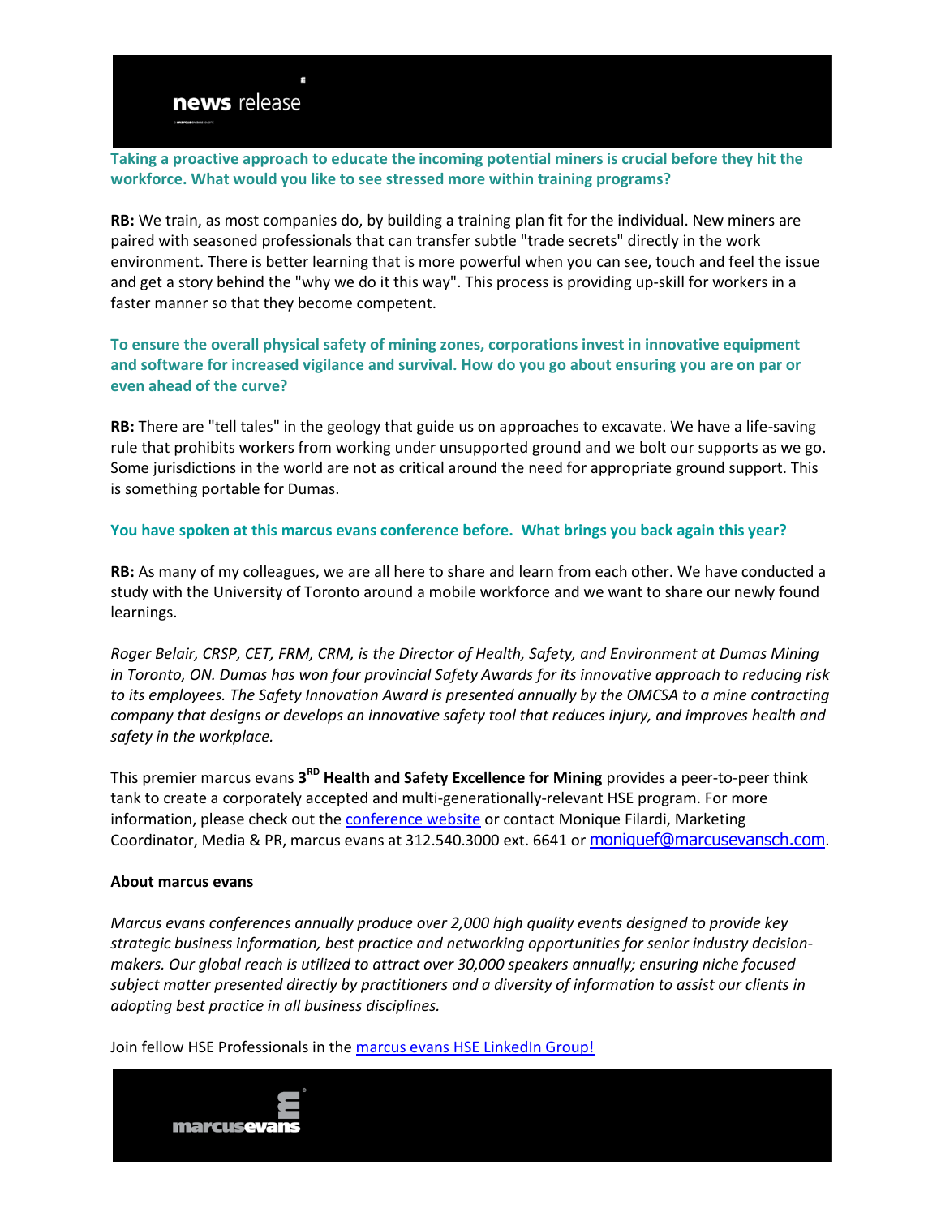**Taking a proactive approach to educate the incoming potential miners is crucial before they hit the workforce. What would you like to see stressed more within training programs?**

**RB:** We train, as most companies do, by building a training plan fit for the individual. New miners are paired with seasoned professionals that can transfer subtle "trade secrets" directly in the work environment. There is better learning that is more powerful when you can see, touch and feel the issue and get a story behind the "why we do it this way". This process is providing up-skill for workers in a faster manner so that they become competent.

**To ensure the overall physical safety of mining zones, corporations invest in innovative equipment and software for increased vigilance and survival. How do you go about ensuring you are on par or even ahead of the curve?**

**RB:** There are "tell tales" in the geology that guide us on approaches to excavate. We have a life-saving rule that prohibits workers from working under unsupported ground and we bolt our supports as we go. Some jurisdictions in the world are not as critical around the need for appropriate ground support. This is something portable for Dumas.

**You have spoken at this marcus evans conference before. What brings you back again this year?**

**RB:** As many of my colleagues, we are all here to share and learn from each other. We have conducted a study with the University of Toronto around a mobile workforce and we want to share our newly found learnings.

*Roger Belair, CRSP, CET, FRM, CRM, is the Director of Health, Safety, and Environment at Dumas Mining in Toronto, ON. Dumas has won four provincial Safety Awards for its innovative approach to reducing risk to its employees. The Safety Innovation Award is presented annually by the OMCSA to a mine contracting company that designs or develops an innovative safety tool that reduces injury, and improves health and safety in the workplace.*

This premier marcus evans **3RD Health and Safety Excellence for Mining** provides a peer-to-peer think tank to create a corporately accepted and multi-generationally-relevant HSE program. For more information, please check out the conference website or contact Monique Filardi, Marketing Coordinator, Media & PR, marcus evans at 312.540.3000 ext. 6641 or moniquef@marcusevansch.com.

**About marcus evans**

*Marcus evans conferences annually produce over 2,000 high quality events designed to provide key strategic business information, best practice and networking opportunities for senior industry decision-makers. Our global reach is utilized to attract over 30,000 speakers annually; ensuring niche focused subject matter presented directly by practitioners and a diversity of information to assist our clients in adopting best practice in all business disciplines.*

Join fellow HSE Professionals in the marcus evans HSE LinkedIn Group!